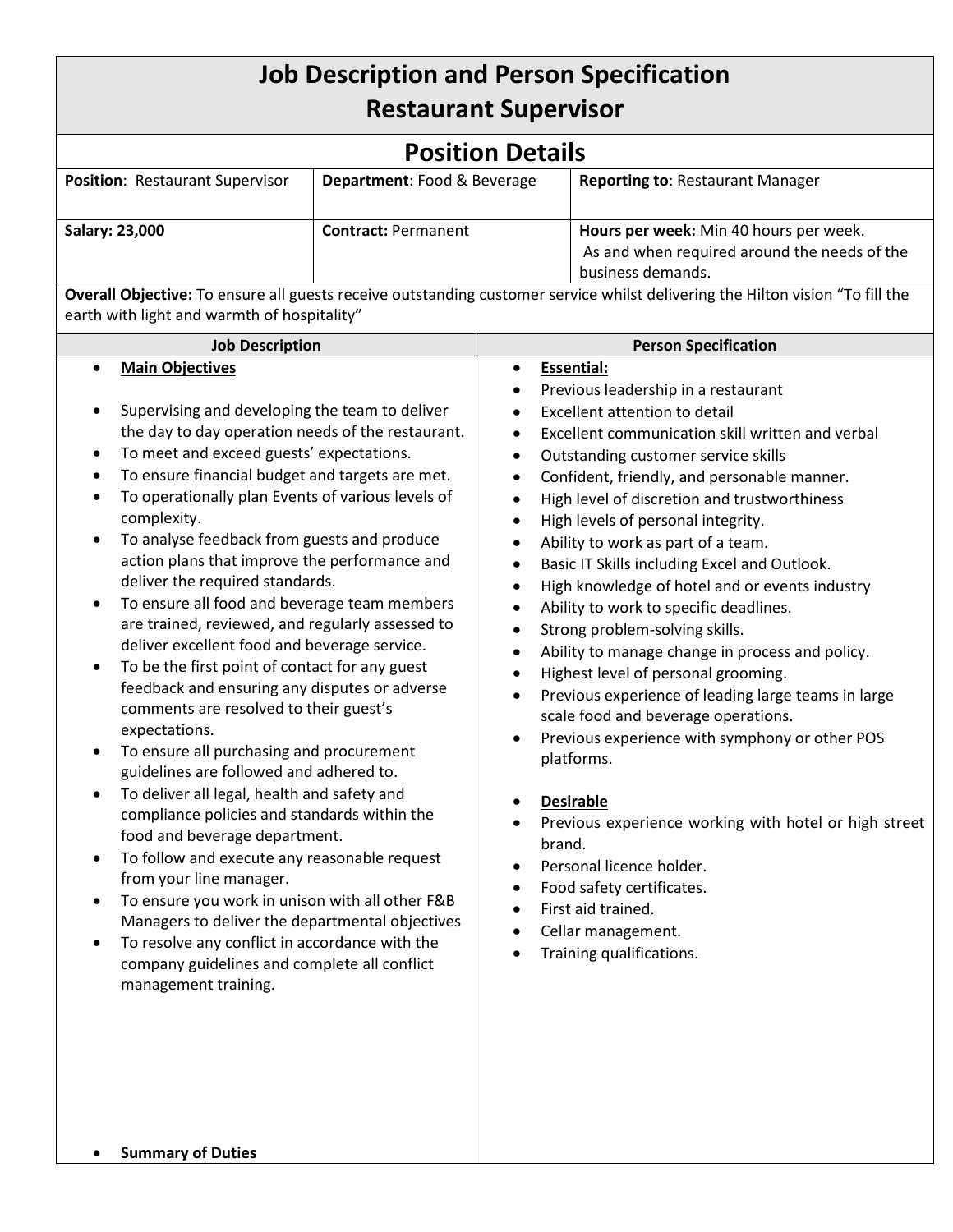# Job Description and Person Specification
# Restaurant Supervisor

## Position Details

| **Position**: Restaurant Supervisor | **Department**: Food & Beverage | **Reporting to**: Restaurant Manager |
|---|---|---|
| **Salary: 23,000** | **Contract:** Permanent | **Hours per week:** Min 40 hours per week. As and when required around the needs of the business demands. |

**Overall Objective:** To ensure all guests receive outstanding customer service whilst delivering the Hilton vision "To fill the earth with light and warmth of hospitality"

### Job Description

- **Main Objectives**
- Supervising and developing the team to deliver the day to day operation needs of the restaurant.
- To meet and exceed guests' expectations.
- To ensure financial budget and targets are met.
- To operationally plan Events of various levels of complexity.
- To analyse feedback from guests and produce action plans that improve the performance and deliver the required standards.
- To ensure all food and beverage team members are trained, reviewed, and regularly assessed to deliver excellent food and beverage service.
- To be the first point of contact for any guest feedback and ensuring any disputes or adverse comments are resolved to their guest's expectations.
- To ensure all purchasing and procurement guidelines are followed and adhered to.
- To deliver all legal, health and safety and compliance policies and standards within the food and beverage department.
- To follow and execute any reasonable request from your line manager.
- To ensure you work in unison with all other F&B Managers to deliver the departmental objectives
- To resolve any conflict in accordance with the company guidelines and complete all conflict management training.

- **Summary of Duties**

### Person Specification

- **Essential:**
- Previous leadership in a restaurant
- Excellent attention to detail
- Excellent communication skill written and verbal
- Outstanding customer service skills
- Confident, friendly, and personable manner.
- High level of discretion and trustworthiness
- High levels of personal integrity.
- Ability to work as part of a team.
- Basic IT Skills including Excel and Outlook.
- High knowledge of hotel and or events industry
- Ability to work to specific deadlines.
- Strong problem-solving skills.
- Ability to manage change in process and policy.
- Highest level of personal grooming.
- Previous experience of leading large teams in large scale food and beverage operations.
- Previous experience with symphony or other POS platforms.

- **Desirable**
- Previous experience working with hotel or high street brand.
- Personal licence holder.
- Food safety certificates.
- First aid trained.
- Cellar management.
- Training qualifications.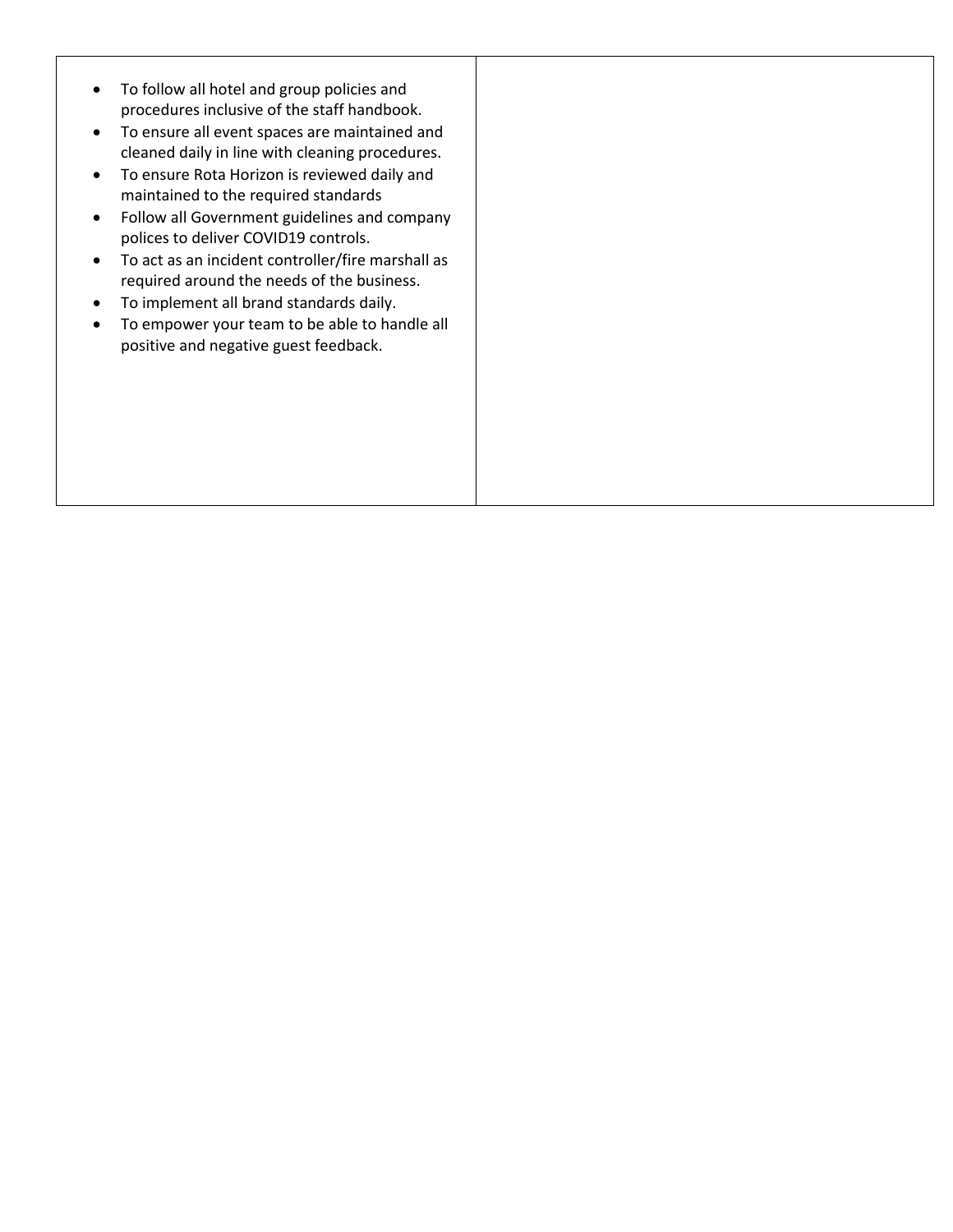| | |
|---|---|
| • To follow all hotel and group policies and procedures inclusive of the staff handbook.<br>• To ensure all event spaces are maintained and cleaned daily in line with cleaning procedures.<br>• To ensure Rota Horizon is reviewed daily and maintained to the required standards<br>• Follow all Government guidelines and company polices to deliver COVID19 controls.<br>• To act as an incident controller/fire marshall as required around the needs of the business.<br>• To implement all brand standards daily.<br>• To empower your team to be able to handle all positive and negative guest feedback. | |